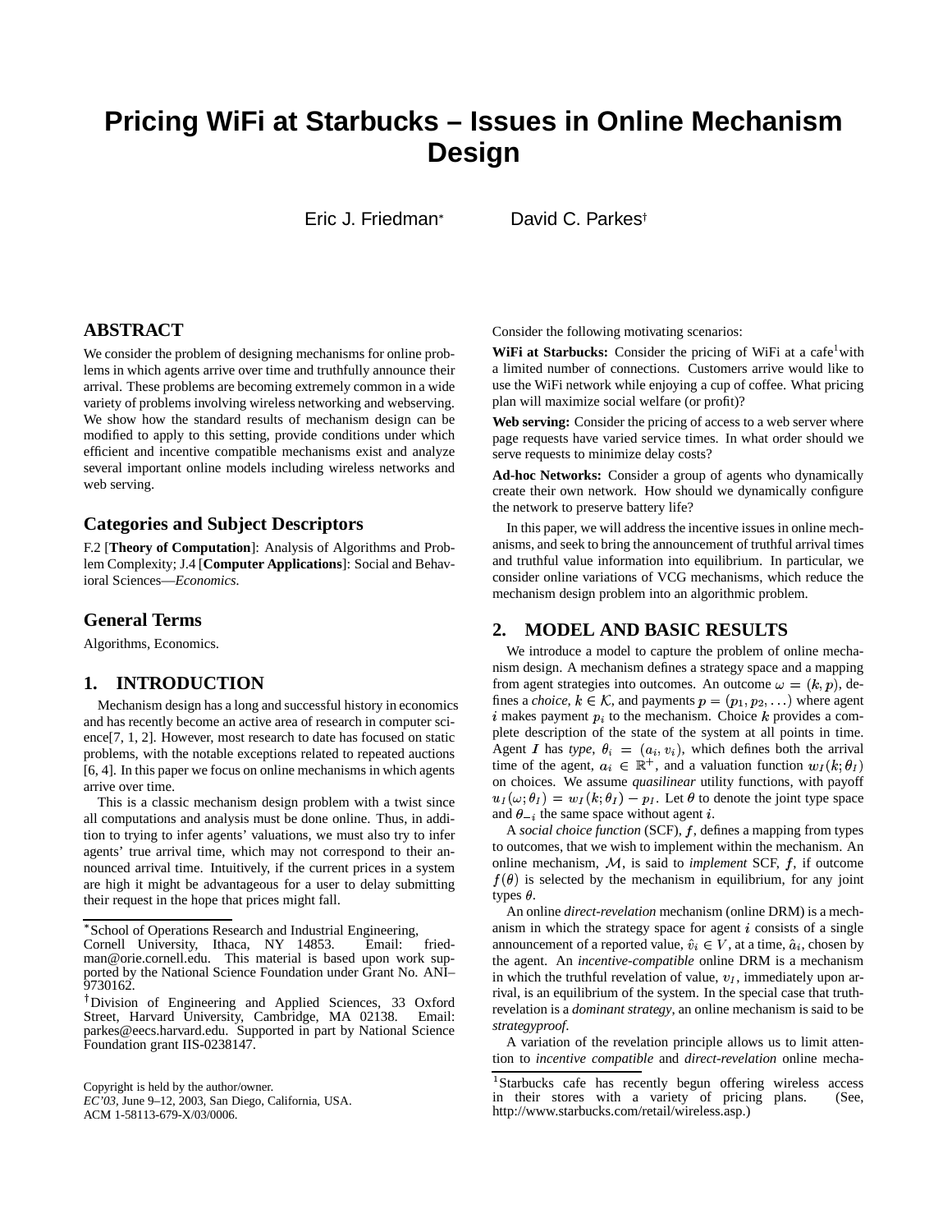# Pricing WiFi at Starbucks – Issues in Online Mechanism Design

Eric J. Friedman* David C. Parkes†

## ABSTRACT

We consider the problem of designing mechanisms for online problems in which agents arrive over time and truthfully announce their arrival. These problems are becoming extremely common in a wide variety of problems involving wireless networking and webserving. We show how the standard results of mechanism design can be modified to apply to this setting, provide conditions under which efficient and incentive compatible mechanisms exist and analyze several important online models including wireless networks and web serving.

### Categories and Subject Descriptors

F.2 [**Theory of Computation**]: Analysis of Algorithms and Problem Complexity; J.4 [**Computer Applications**]: Social and Behavioral Sciences—*Economics*.

### General Terms

Algorithms, Economics.

## 1. INTRODUCTION

Mechanism design has a long and successful history in economics and has recently become an active area of research in computer science[7, 1, 2]. However, most research to date has focused on static problems, with the notable exceptions related to repeated auctions [6, 4]. In this paper we focus on online mechanisms in which agents arrive over time.

This is a classic mechanism design problem with a twist since all computations and analysis must be done online. Thus, in addition to trying to infer agents' valuations, we must also try to infer agents' true arrival time, which may not correspond to their announced arrival time. Intuitively, if the current prices in a system are high it might be advantageous for a user to delay submitting their request in the hope that prices might fall.

*School of Operations Research and Industrial Engineering, Cornell University, Ithaca, NY 14853. Email: friedman@orie.cornell.edu. This material is based upon work supported by the National Science Foundation under Grant No. ANI–9730162.

†Division of Engineering and Applied Sciences, 33 Oxford Street, Harvard University, Cambridge, MA 02138. Email: parkes@eecs.harvard.edu. Supported in part by National Science Foundation grant IIS-0238147.

Copyright is held by the author/owner.
*EC'03*, June 9–12, 2003, San Diego, California, USA.
ACM 1-58113-679-X/03/0006.

Consider the following motivating scenarios:

**WiFi at Starbucks:** Consider the pricing of WiFi at a cafe[1] with a limited number of connections. Customers arrive would like to use the WiFi network while enjoying a cup of coffee. What pricing plan will maximize social welfare (or profit)?

**Web serving:** Consider the pricing of access to a web server where page requests have varied service times. In what order should we serve requests to minimize delay costs?

**Ad-hoc Networks:** Consider a group of agents who dynamically create their own network. How should we dynamically configure the network to preserve battery life?

In this paper, we will address the incentive issues in online mechanisms, and seek to bring the announcement of truthful arrival times and truthful value information into equilibrium. In particular, we consider online variations of VCG mechanisms, which reduce the mechanism design problem into an algorithmic problem.

## 2. MODEL AND BASIC RESULTS

We introduce a model to capture the problem of online mechanism design. A mechanism defines a strategy space and a mapping from agent strategies into outcomes. An outcome $\omega = (k, p)$, defines a *choice*, $k \in \mathcal{K}$, and payments $p = (p_1, p_2, \ldots)$ where agent $i$ makes payment $p_i$ to the mechanism. Choice $k$ provides a complete description of the state of the system at all points in time. Agent $I$ has *type*, $\theta_i = (a_i, v_i)$, which defines both the arrival time of the agent, $a_i \in \mathbb{R}^+$, and a valuation function $w_I(k; \theta_I)$ on choices. We assume *quasilinear* utility functions, with payoff $u_I(\omega; \theta_I) = w_I(k; \theta_I) - p_I$. Let $\theta$ to denote the joint type space and $\theta_{-i}$ the same space without agent $i$.

A *social choice function* (SCF), $f$, defines a mapping from types to outcomes, that we wish to implement within the mechanism. An online mechanism, $\mathcal{M}$, is said to *implement* SCF, $f$, if outcome $f(\theta)$ is selected by the mechanism in equilibrium, for any joint types $\theta$.

An online *direct-revelation* mechanism (online DRM) is a mechanism in which the strategy space for agent $i$ consists of a single announcement of a reported value, $\hat{v}_i \in V$, at a time, $\hat{a}_i$, chosen by the agent. An *incentive-compatible* online DRM is a mechanism in which the truthful revelation of value, $v_I$, immediately upon arrival, is an equilibrium of the system. In the special case that truth-revelation is a *dominant strategy*, an online mechanism is said to be *strategyproof*.

A variation of the revelation principle allows us to limit attention to *incentive compatible* and *direct-revelation* online mecha-

[1] Starbucks cafe has recently begun offering wireless access in their stores with a variety of pricing plans. (See, http://www.starbucks.com/retail/wireless.asp.)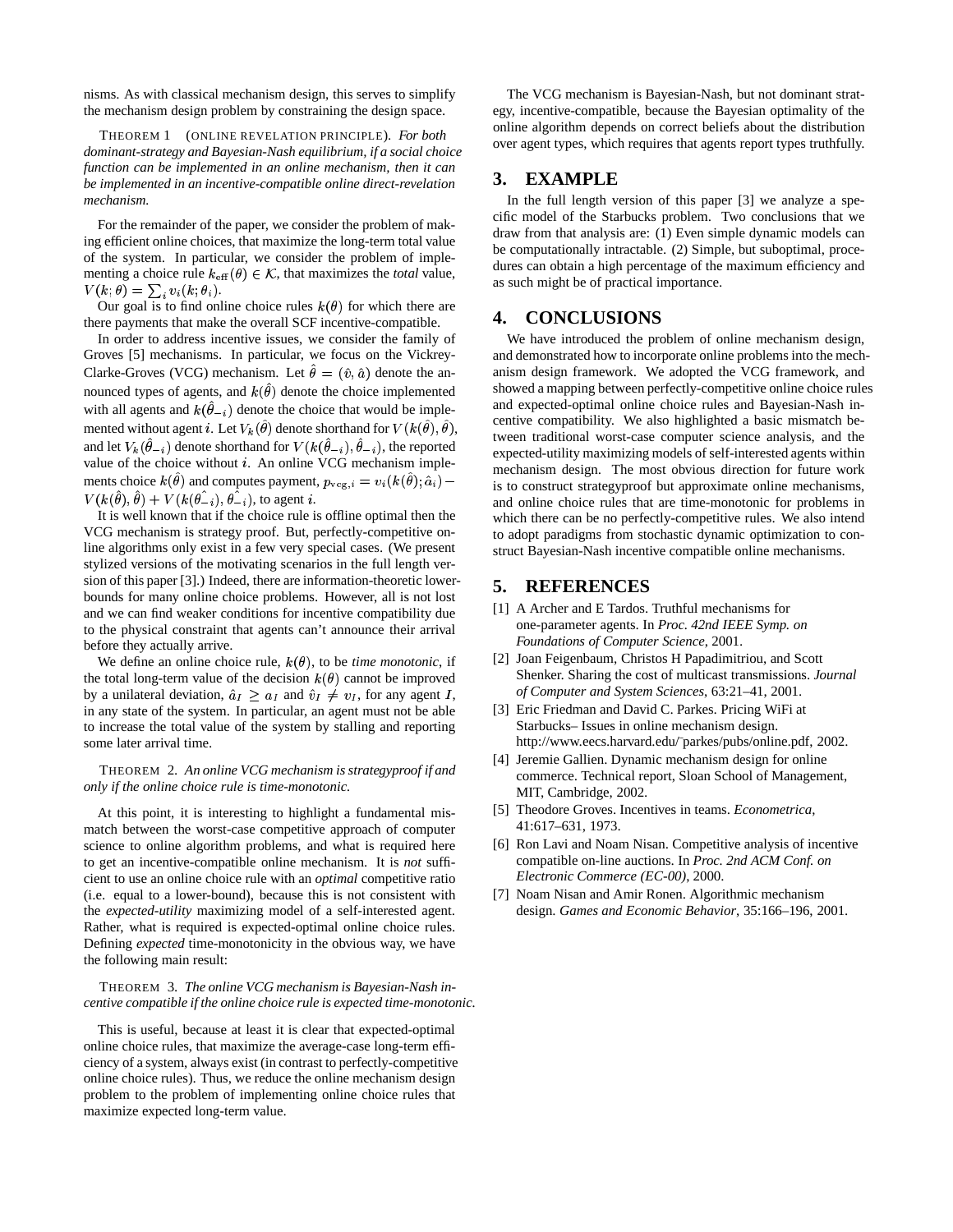nisms. As with classical mechanism design, this serves to simplify the mechanism design problem by constraining the design space.

THEOREM 1 (ONLINE REVELATION PRINCIPLE). *For both dominant-strategy and Bayesian-Nash equilibrium, if a social choice function can be implemented in an online mechanism, then it can be implemented in an incentive-compatible online direct-revelation mechanism.*

For the remainder of the paper, we consider the problem of making efficient online choices, that maximize the long-term total value of the system. In particular, we consider the problem of implementing a choice rule $k_{\text{eff}}(\theta) \in \mathcal{K}$, that maximizes the *total* value, $V(k;\theta) = \sum_i v_i(k;\theta_i)$.

Our goal is to find online choice rules $k(\theta)$ for which there are there payments that make the overall SCF incentive-compatible.

In order to address incentive issues, we consider the family of Groves [5] mechanisms. In particular, we focus on the Vickrey-Clarke-Groves (VCG) mechanism. Let $\hat{\theta} = (\hat{v}, \hat{a})$ denote the announced types of agents, and $k(\hat{\theta})$ denote the choice implemented with all agents and $k(\hat{\theta}_{-i})$ denote the choice that would be implemented without agent $i$. Let $V_k(\hat{\theta})$ denote shorthand for $V(k(\hat{\theta}), \hat{\theta})$, and let $V_k(\hat{\theta}_{-i})$ denote shorthand for $V(k(\hat{\theta}_{-i}), \hat{\theta}_{-i})$, the reported value of the choice without $i$. An online VCG mechanism implements choice $k(\hat{\theta})$ and computes payment, $p_{\text{vcg},i} = v_i(k(\hat{\theta}); \hat{a}_i) - V(k(\hat{\theta}), \hat{\theta}) + V(k(\hat{\theta_{-i}}), \hat{\theta_{-i}})$, to agent $i$.

It is well known that if the choice rule is offline optimal then the VCG mechanism is strategy proof. But, perfectly-competitive online algorithms only exist in a few very special cases. (We present stylized versions of the motivating scenarios in the full length version of this paper [3].) Indeed, there are information-theoretic lower-bounds for many online choice problems. However, all is not lost and we can find weaker conditions for incentive compatibility due to the physical constraint that agents can't announce their arrival before they actually arrive.

We define an online choice rule, $k(\theta)$, to be *time monotonic*, if the total long-term value of the decision $k(\theta)$ cannot be improved by a unilateral deviation, $\hat{a}_I \geq a_I$ and $\hat{v}_I \neq v_I$, for any agent $I$, in any state of the system. In particular, an agent must not be able to increase the total value of the system by stalling and reporting some later arrival time.

THEOREM 2. *An online VCG mechanism is strategyproof if and only if the online choice rule is time-monotonic.*

At this point, it is interesting to highlight a fundamental mismatch between the worst-case competitive approach of computer science to online algorithm problems, and what is required here to get an incentive-compatible online mechanism. It is *not* sufficient to use an online choice rule with an *optimal* competitive ratio (i.e. equal to a lower-bound), because this is not consistent with the *expected-utility* maximizing model of a self-interested agent. Rather, what is required is expected-optimal online choice rules. Defining *expected* time-monotonicity in the obvious way, we have the following main result:

THEOREM 3. *The online VCG mechanism is Bayesian-Nash incentive compatible if the online choice rule is expected time-monotonic.*

This is useful, because at least it is clear that expected-optimal online choice rules, that maximize the average-case long-term efficiency of a system, always exist (in contrast to perfectly-competitive online choice rules). Thus, we reduce the online mechanism design problem to the problem of implementing online choice rules that maximize expected long-term value.

The VCG mechanism is Bayesian-Nash, but not dominant strategy, incentive-compatible, because the Bayesian optimality of the online algorithm depends on correct beliefs about the distribution over agent types, which requires that agents report types truthfully.

## 3. EXAMPLE

In the full length version of this paper [3] we analyze a specific model of the Starbucks problem. Two conclusions that we draw from that analysis are: (1) Even simple dynamic models can be computationally intractable. (2) Simple, but suboptimal, procedures can obtain a high percentage of the maximum efficiency and as such might be of practical importance.

## 4. CONCLUSIONS

We have introduced the problem of online mechanism design, and demonstrated how to incorporate online problems into the mechanism design framework. We adopted the VCG framework, and showed a mapping between perfectly-competitive online choice rules and expected-optimal online choice rules and Bayesian-Nash incentive compatibility. We also highlighted a basic mismatch between traditional worst-case computer science analysis, and the expected-utility maximizing models of self-interested agents within mechanism design. The most obvious direction for future work is to construct strategyproof but approximate online mechanisms, and online choice rules that are time-monotonic for problems in which there can be no perfectly-competitive rules. We also intend to adopt paradigms from stochastic dynamic optimization to construct Bayesian-Nash incentive compatible online mechanisms.

## 5. REFERENCES

[1] A Archer and E Tardos. Truthful mechanisms for one-parameter agents. In *Proc. 42nd IEEE Symp. on Foundations of Computer Science*, 2001.

[2] Joan Feigenbaum, Christos H Papadimitriou, and Scott Shenker. Sharing the cost of multicast transmissions. *Journal of Computer and System Sciences*, 63:21–41, 2001.

[3] Eric Friedman and David C. Parkes. Pricing WiFi at Starbucks– Issues in online mechanism design. http://www.eecs.harvard.edu/~parkes/pubs/online.pdf, 2002.

[4] Jeremie Gallien. Dynamic mechanism design for online commerce. Technical report, Sloan School of Management, MIT, Cambridge, 2002.

[5] Theodore Groves. Incentives in teams. *Econometrica*, 41:617–631, 1973.

[6] Ron Lavi and Noam Nisan. Competitive analysis of incentive compatible on-line auctions. In *Proc. 2nd ACM Conf. on Electronic Commerce (EC-00)*, 2000.

[7] Noam Nisan and Amir Ronen. Algorithmic mechanism design. *Games and Economic Behavior*, 35:166–196, 2001.